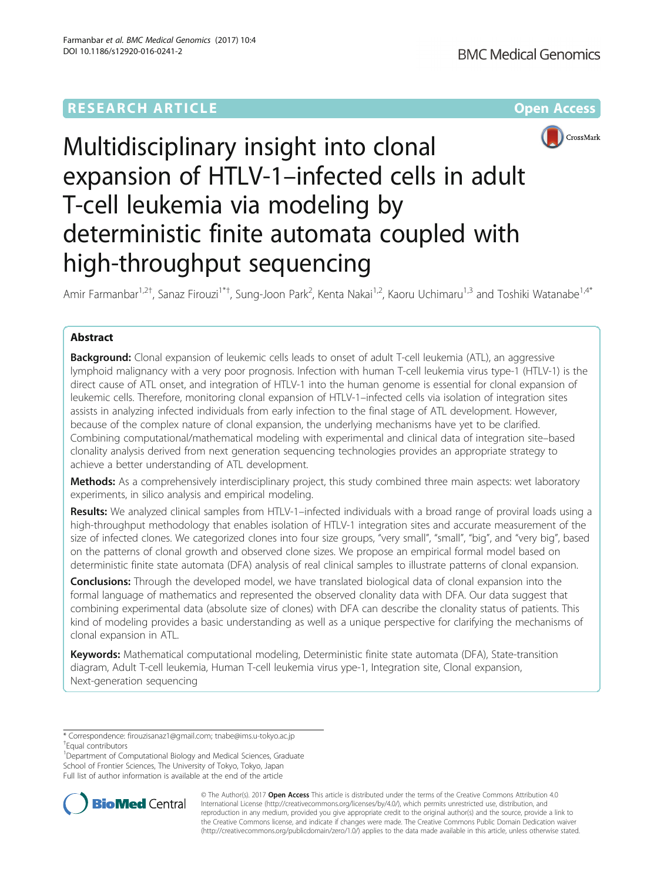RESEARCH ARTICLE

Open Access

# Multidisciplinary insight into clonal expansion of HTLV-1–infected cells in adult T-cell leukemia via modeling by deterministic finite automata coupled with high-throughput sequencing

Amir Farmanbar[1,2†], Sanaz Firouzi[1*†], Sung-Joon Park[2], Kenta Nakai[1,2], Kaoru Uchimaru[1,3] and Toshiki Watanabe[1,4*]

## Abstract

**Background:** Clonal expansion of leukemic cells leads to onset of adult T-cell leukemia (ATL), an aggressive lymphoid malignancy with a very poor prognosis. Infection with human T-cell leukemia virus type-1 (HTLV-1) is the direct cause of ATL onset, and integration of HTLV-1 into the human genome is essential for clonal expansion of leukemic cells. Therefore, monitoring clonal expansion of HTLV-1–infected cells via isolation of integration sites assists in analyzing infected individuals from early infection to the final stage of ATL development. However, because of the complex nature of clonal expansion, the underlying mechanisms have yet to be clarified. Combining computational/mathematical modeling with experimental and clinical data of integration site–based clonality analysis derived from next generation sequencing technologies provides an appropriate strategy to achieve a better understanding of ATL development.

**Methods:** As a comprehensively interdisciplinary project, this study combined three main aspects: wet laboratory experiments, in silico analysis and empirical modeling.

**Results:** We analyzed clinical samples from HTLV-1–infected individuals with a broad range of proviral loads using a high-throughput methodology that enables isolation of HTLV-1 integration sites and accurate measurement of the size of infected clones. We categorized clones into four size groups, "very small", "small", "big", and "very big", based on the patterns of clonal growth and observed clone sizes. We propose an empirical formal model based on deterministic finite state automata (DFA) analysis of real clinical samples to illustrate patterns of clonal expansion.

**Conclusions:** Through the developed model, we have translated biological data of clonal expansion into the formal language of mathematics and represented the observed clonality data with DFA. Our data suggest that combining experimental data (absolute size of clones) with DFA can describe the clonality status of patients. This kind of modeling provides a basic understanding as well as a unique perspective for clarifying the mechanisms of clonal expansion in ATL.

**Keywords:** Mathematical computational modeling, Deterministic finite state automata (DFA), State-transition diagram, Adult T-cell leukemia, Human T-cell leukemia virus ype-1, Integration site, Clonal expansion, Next-generation sequencing

\* Correspondence: firouzisanaz1@gmail.com; tnabe@ims.u-tokyo.ac.jp
†Equal contributors
[1]Department of Computational Biology and Medical Sciences, Graduate School of Frontier Sciences, The University of Tokyo, Tokyo, Japan
Full list of author information is available at the end of the article

© The Author(s). 2017 **Open Access** This article is distributed under the terms of the Creative Commons Attribution 4.0 International License (http://creativecommons.org/licenses/by/4.0/), which permits unrestricted use, distribution, and reproduction in any medium, provided you give appropriate credit to the original author(s) and the source, provide a link to the Creative Commons license, and indicate if changes were made. The Creative Commons Public Domain Dedication waiver (http://creativecommons.org/publicdomain/zero/1.0/) applies to the data made available in this article, unless otherwise stated.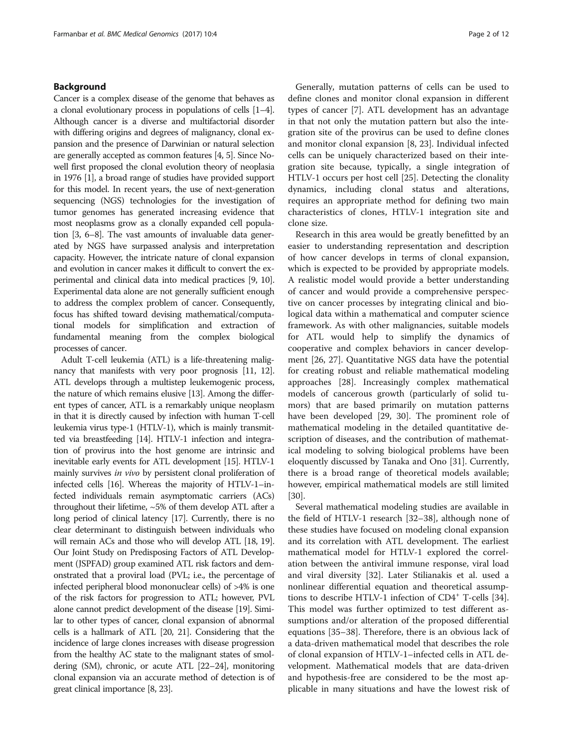## Background

Cancer is a complex disease of the genome that behaves as a clonal evolutionary process in populations of cells [1–4]. Although cancer is a diverse and multifactorial disorder with differing origins and degrees of malignancy, clonal expansion and the presence of Darwinian or natural selection are generally accepted as common features [4, 5]. Since Nowell first proposed the clonal evolution theory of neoplasia in 1976 [1], a broad range of studies have provided support for this model. In recent years, the use of next-generation sequencing (NGS) technologies for the investigation of tumor genomes has generated increasing evidence that most neoplasms grow as a clonally expanded cell population [3, 6–8]. The vast amounts of invaluable data generated by NGS have surpassed analysis and interpretation capacity. However, the intricate nature of clonal expansion and evolution in cancer makes it difficult to convert the experimental and clinical data into medical practices [9, 10]. Experimental data alone are not generally sufficient enough to address the complex problem of cancer. Consequently, focus has shifted toward devising mathematical/computational models for simplification and extraction of fundamental meaning from the complex biological processes of cancer.

Adult T-cell leukemia (ATL) is a life-threatening malignancy that manifests with very poor prognosis [11, 12]. ATL develops through a multistep leukemogenic process, the nature of which remains elusive [13]. Among the different types of cancer, ATL is a remarkably unique neoplasm in that it is directly caused by infection with human T-cell leukemia virus type-1 (HTLV-1), which is mainly transmitted via breastfeeding [14]. HTLV-1 infection and integration of provirus into the host genome are intrinsic and inevitable early events for ATL development [15]. HTLV-1 mainly survives *in vivo* by persistent clonal proliferation of infected cells [16]. Whereas the majority of HTLV-1–infected individuals remain asymptomatic carriers (ACs) throughout their lifetime, ~5% of them develop ATL after a long period of clinical latency [17]. Currently, there is no clear determinant to distinguish between individuals who will remain ACs and those who will develop ATL [18, 19]. Our Joint Study on Predisposing Factors of ATL Development (JSPFAD) group examined ATL risk factors and demonstrated that a proviral load (PVL; i.e., the percentage of infected peripheral blood mononuclear cells) of >4% is one of the risk factors for progression to ATL; however, PVL alone cannot predict development of the disease [19]. Similar to other types of cancer, clonal expansion of abnormal cells is a hallmark of ATL [20, 21]. Considering that the incidence of large clones increases with disease progression from the healthy AC state to the malignant states of smoldering (SM), chronic, or acute ATL [22–24], monitoring clonal expansion via an accurate method of detection is of great clinical importance [8, 23].

Generally, mutation patterns of cells can be used to define clones and monitor clonal expansion in different types of cancer [7]. ATL development has an advantage in that not only the mutation pattern but also the integration site of the provirus can be used to define clones and monitor clonal expansion [8, 23]. Individual infected cells can be uniquely characterized based on their integration site because, typically, a single integration of HTLV-1 occurs per host cell [25]. Detecting the clonality dynamics, including clonal status and alterations, requires an appropriate method for defining two main characteristics of clones, HTLV-1 integration site and clone size.

Research in this area would be greatly benefitted by an easier to understanding representation and description of how cancer develops in terms of clonal expansion, which is expected to be provided by appropriate models. A realistic model would provide a better understanding of cancer and would provide a comprehensive perspective on cancer processes by integrating clinical and biological data within a mathematical and computer science framework. As with other malignancies, suitable models for ATL would help to simplify the dynamics of cooperative and complex behaviors in cancer development [26, 27]. Quantitative NGS data have the potential for creating robust and reliable mathematical modeling approaches [28]. Increasingly complex mathematical models of cancerous growth (particularly of solid tumors) that are based primarily on mutation patterns have been developed [29, 30]. The prominent role of mathematical modeling in the detailed quantitative description of diseases, and the contribution of mathematical modeling to solving biological problems have been eloquently discussed by Tanaka and Ono [31]. Currently, there is a broad range of theoretical models available; however, empirical mathematical models are still limited [30].

Several mathematical modeling studies are available in the field of HTLV-1 research [32–38], although none of these studies have focused on modeling clonal expansion and its correlation with ATL development. The earliest mathematical model for HTLV-1 explored the correlation between the antiviral immune response, viral load and viral diversity [32]. Later Stilianakis et al. used a nonlinear differential equation and theoretical assumptions to describe HTLV-1 infection of $CD4^{+}$ T-cells [34]. This model was further optimized to test different assumptions and/or alteration of the proposed differential equations [35–38]. Therefore, there is an obvious lack of a data-driven mathematical model that describes the role of clonal expansion of HTLV-1–infected cells in ATL development. Mathematical models that are data-driven and hypothesis-free are considered to be the most applicable in many situations and have the lowest risk of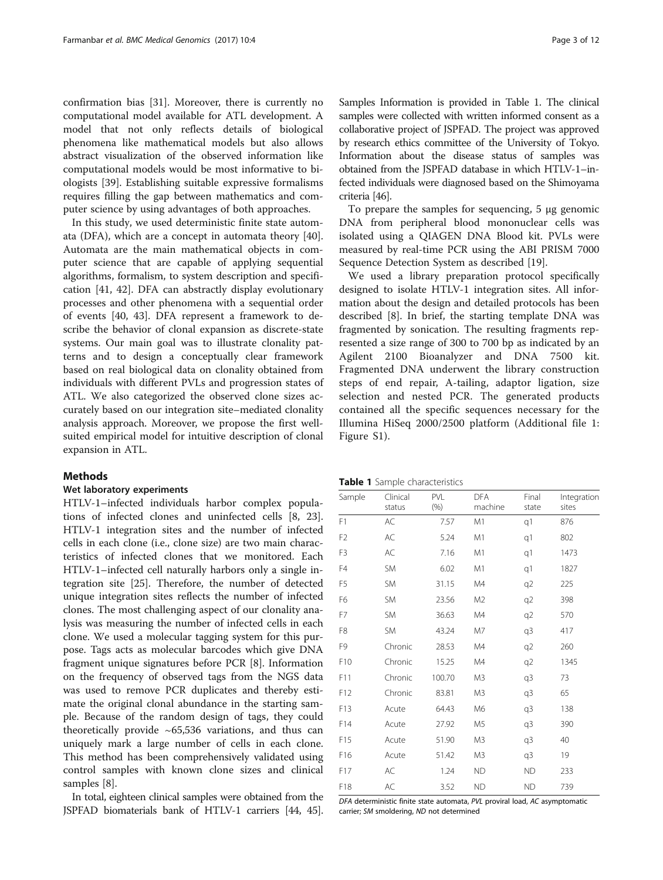confirmation bias [31]. Moreover, there is currently no computational model available for ATL development. A model that not only reflects details of biological phenomena like mathematical models but also allows abstract visualization of the observed information like computational models would be most informative to biologists [39]. Establishing suitable expressive formalisms requires filling the gap between mathematics and computer science by using advantages of both approaches.

In this study, we used deterministic finite state automata (DFA), which are a concept in automata theory [40]. Automata are the main mathematical objects in computer science that are capable of applying sequential algorithms, formalism, to system description and specification [41, 42]. DFA can abstractly display evolutionary processes and other phenomena with a sequential order of events [40, 43]. DFA represent a framework to describe the behavior of clonal expansion as discrete-state systems. Our main goal was to illustrate clonality patterns and to design a conceptually clear framework based on real biological data on clonality obtained from individuals with different PVLs and progression states of ATL. We also categorized the observed clone sizes accurately based on our integration site–mediated clonality analysis approach. Moreover, we propose the first well-suited empirical model for intuitive description of clonal expansion in ATL.

## Methods

### Wet laboratory experiments

HTLV-1–infected individuals harbor complex populations of infected clones and uninfected cells [8, 23]. HTLV-1 integration sites and the number of infected cells in each clone (i.e., clone size) are two main characteristics of infected clones that we monitored. Each HTLV-1–infected cell naturally harbors only a single integration site [25]. Therefore, the number of detected unique integration sites reflects the number of infected clones. The most challenging aspect of our clonality analysis was measuring the number of infected cells in each clone. We used a molecular tagging system for this purpose. Tags acts as molecular barcodes which give DNA fragment unique signatures before PCR [8]. Information on the frequency of observed tags from the NGS data was used to remove PCR duplicates and thereby estimate the original clonal abundance in the starting sample. Because of the random design of tags, they could theoretically provide ~65,536 variations, and thus can uniquely mark a large number of cells in each clone. This method has been comprehensively validated using control samples with known clone sizes and clinical samples [8].

In total, eighteen clinical samples were obtained from the JSPFAD biomaterials bank of HTLV-1 carriers [44, 45]. Samples Information is provided in Table 1. The clinical samples were collected with written informed consent as a collaborative project of JSPFAD. The project was approved by research ethics committee of the University of Tokyo. Information about the disease status of samples was obtained from the JSPFAD database in which HTLV-1–infected individuals were diagnosed based on the Shimoyama criteria [46].

To prepare the samples for sequencing, 5 μg genomic DNA from peripheral blood mononuclear cells was isolated using a QIAGEN DNA Blood kit. PVLs were measured by real-time PCR using the ABI PRISM 7000 Sequence Detection System as described [19].

We used a library preparation protocol specifically designed to isolate HTLV-1 integration sites. All information about the design and detailed protocols has been described [8]. In brief, the starting template DNA was fragmented by sonication. The resulting fragments represented a size range of 300 to 700 bp as indicated by an Agilent 2100 Bioanalyzer and DNA 7500 kit. Fragmented DNA underwent the library construction steps of end repair, A-tailing, adaptor ligation, size selection and nested PCR. The generated products contained all the specific sequences necessary for the Illumina HiSeq 2000/2500 platform (Additional file 1: Figure S1).

**Table 1** Sample characteristics

| Sample | Clinical status | PVL (%) | DFA machine | Final state | Integration sites |
|---|---|---|---|---|---|
| F1 | AC | 7.57 | M1 | q1 | 876 |
| F2 | AC | 5.24 | M1 | q1 | 802 |
| F3 | AC | 7.16 | M1 | q1 | 1473 |
| F4 | SM | 6.02 | M1 | q1 | 1827 |
| F5 | SM | 31.15 | M4 | q2 | 225 |
| F6 | SM | 23.56 | M2 | q2 | 398 |
| F7 | SM | 36.63 | M4 | q2 | 570 |
| F8 | SM | 43.24 | M7 | q3 | 417 |
| F9 | Chronic | 28.53 | M4 | q2 | 260 |
| F10 | Chronic | 15.25 | M4 | q2 | 1345 |
| F11 | Chronic | 100.70 | M3 | q3 | 73 |
| F12 | Chronic | 83.81 | M3 | q3 | 65 |
| F13 | Acute | 64.43 | M6 | q3 | 138 |
| F14 | Acute | 27.92 | M5 | q3 | 390 |
| F15 | Acute | 51.90 | M3 | q3 | 40 |
| F16 | Acute | 51.42 | M3 | q3 | 19 |
| F17 | AC | 1.24 | ND | ND | 233 |
| F18 | AC | 3.52 | ND | ND | 739 |

*DFA* deterministic finite state automata, *PVL* proviral load, *AC* asymptomatic carrier; *SM* smoldering, *ND* not determined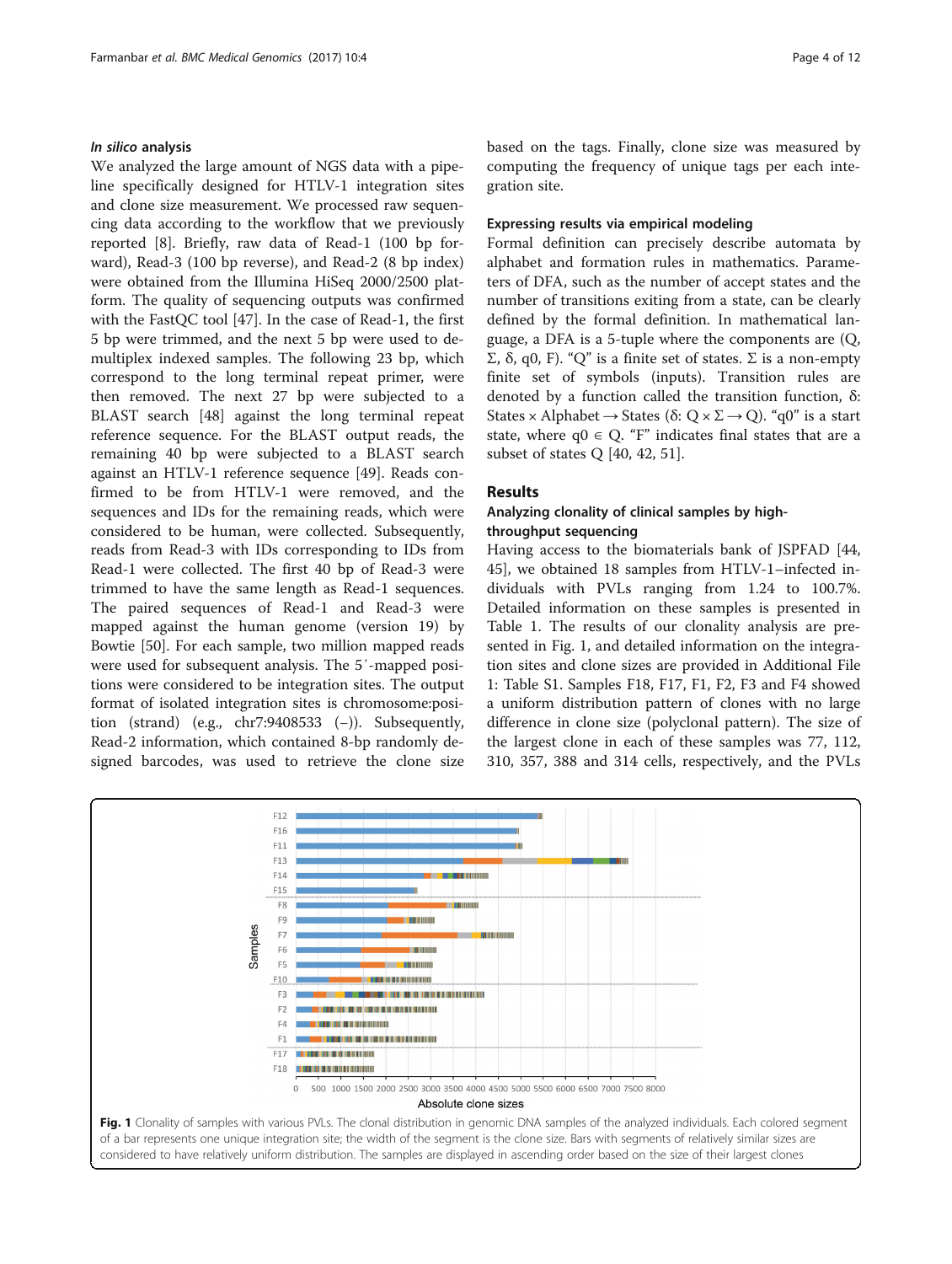#### *In silico* analysis

We analyzed the large amount of NGS data with a pipeline specifically designed for HTLV-1 integration sites and clone size measurement. We processed raw sequencing data according to the workflow that we previously reported [8]. Briefly, raw data of Read-1 (100 bp forward), Read-3 (100 bp reverse), and Read-2 (8 bp index) were obtained from the Illumina HiSeq 2000/2500 platform. The quality of sequencing outputs was confirmed with the FastQC tool [47]. In the case of Read-1, the first 5 bp were trimmed, and the next 5 bp were used to demultiplex indexed samples. The following 23 bp, which correspond to the long terminal repeat primer, were then removed. The next 27 bp were subjected to a BLAST search [48] against the long terminal repeat reference sequence. For the BLAST output reads, the remaining 40 bp were subjected to a BLAST search against an HTLV-1 reference sequence [49]. Reads confirmed to be from HTLV-1 were removed, and the sequences and IDs for the remaining reads, which were considered to be human, were collected. Subsequently, reads from Read-3 with IDs corresponding to IDs from Read-1 were collected. The first 40 bp of Read-3 were trimmed to have the same length as Read-1 sequences. The paired sequences of Read-1 and Read-3 were mapped against the human genome (version 19) by Bowtie [50]. For each sample, two million mapped reads were used for subsequent analysis. The 5′-mapped positions were considered to be integration sites. The output format of isolated integration sites is chromosome:position (strand) (e.g., chr7:9408533 (−)). Subsequently, Read-2 information, which contained 8-bp randomly designed barcodes, was used to retrieve the clone size based on the tags. Finally, clone size was measured by computing the frequency of unique tags per each integration site.

#### Expressing results via empirical modeling

Formal definition can precisely describe automata by alphabet and formation rules in mathematics. Parameters of DFA, such as the number of accept states and the number of transitions exiting from a state, can be clearly defined by the formal definition. In mathematical language, a DFA is a 5-tuple where the components are ($Q$, $\Sigma$, $\delta$, $q0$, $F$). "$Q$" is a finite set of states. $\Sigma$ is a non-empty finite set of symbols (inputs). Transition rules are denoted by a function called the transition function, $\delta$: States × Alphabet → States ($\delta$: $Q \times \Sigma \rightarrow Q$). "$q0$" is a start state, where $q0 \in Q$. "$F$" indicates final states that are a subset of states $Q$ [40, 42, 51].

## Results

### Analyzing clonality of clinical samples by high-throughput sequencing

Having access to the biomaterials bank of JSPFAD [44, 45], we obtained 18 samples from HTLV-1–infected individuals with PVLs ranging from 1.24 to 100.7%. Detailed information on these samples is presented in Table 1. The results of our clonality analysis are presented in Fig. 1, and detailed information on the integration sites and clone sizes are provided in Additional File 1: Table S1. Samples F18, F17, F1, F2, F3 and F4 showed a uniform distribution pattern of clones with no large difference in clone size (polyclonal pattern). The size of the largest clone in each of these samples was 77, 112, 310, 357, 388 and 314 cells, respectively, and the PVLs

**Fig. 1** Clonality of samples with various PVLs. The clonal distribution in genomic DNA samples of the analyzed individuals. Each colored segment of a bar represents one unique integration site; the width of the segment is the clone size. Bars with segments of relatively similar sizes are considered to have relatively uniform distribution. The samples are displayed in ascending order based on the size of their largest clones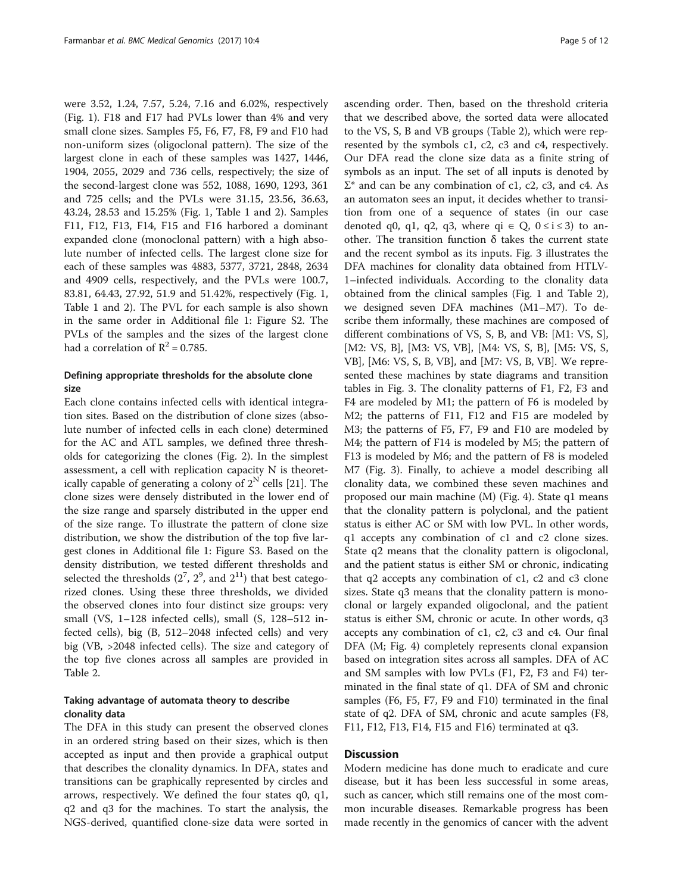were 3.52, 1.24, 7.57, 5.24, 7.16 and 6.02%, respectively (Fig. 1). F18 and F17 had PVLs lower than 4% and very small clone sizes. Samples F5, F6, F7, F8, F9 and F10 had non-uniform sizes (oligoclonal pattern). The size of the largest clone in each of these samples was 1427, 1446, 1904, 2055, 2029 and 736 cells, respectively; the size of the second-largest clone was 552, 1088, 1690, 1293, 361 and 725 cells; and the PVLs were 31.15, 23.56, 36.63, 43.24, 28.53 and 15.25% (Fig. 1, Table 1 and 2). Samples F11, F12, F13, F14, F15 and F16 harbored a dominant expanded clone (monoclonal pattern) with a high absolute number of infected cells. The largest clone size for each of these samples was 4883, 5377, 3721, 2848, 2634 and 4909 cells, respectively, and the PVLs were 100.7, 83.81, 64.43, 27.92, 51.9 and 51.42%, respectively (Fig. 1, Table 1 and 2). The PVL for each sample is also shown in the same order in Additional file 1: Figure S2. The PVLs of the samples and the sizes of the largest clone had a correlation of $R^2 = 0.785$.

### Defining appropriate thresholds for the absolute clone size

Each clone contains infected cells with identical integration sites. Based on the distribution of clone sizes (absolute number of infected cells in each clone) determined for the AC and ATL samples, we defined three thresholds for categorizing the clones (Fig. 2). In the simplest assessment, a cell with replication capacity N is theoretically capable of generating a colony of $2^N$ cells [21]. The clone sizes were densely distributed in the lower end of the size range and sparsely distributed in the upper end of the size range. To illustrate the pattern of clone size distribution, we show the distribution of the top five largest clones in Additional file 1: Figure S3. Based on the density distribution, we tested different thresholds and selected the thresholds ($2^7$, $2^9$, and $2^{11}$) that best categorized clones. Using these three thresholds, we divided the observed clones into four distinct size groups: very small (VS, 1–128 infected cells), small (S, 128–512 infected cells), big (B, 512–2048 infected cells) and very big (VB, >2048 infected cells). The size and category of the top five clones across all samples are provided in Table 2.

### Taking advantage of automata theory to describe clonality data

The DFA in this study can present the observed clones in an ordered string based on their sizes, which is then accepted as input and then provide a graphical output that describes the clonality dynamics. In DFA, states and transitions can be graphically represented by circles and arrows, respectively. We defined the four states q0, q1, q2 and q3 for the machines. To start the analysis, the NGS-derived, quantified clone-size data were sorted in ascending order. Then, based on the threshold criteria that we described above, the sorted data were allocated to the VS, S, B and VB groups (Table 2), which were represented by the symbols c1, c2, c3 and c4, respectively. Our DFA read the clone size data as a finite string of symbols as an input. The set of all inputs is denoted by $\Sigma^*$ and can be any combination of c1, c2, c3, and c4. As an automaton sees an input, it decides whether to transition from one of a sequence of states (in our case denoted q0, q1, q2, q3, where $q_i \in Q$, $0 \leq i \leq 3$) to another. The transition function $\delta$ takes the current state and the recent symbol as its inputs. Fig. 3 illustrates the DFA machines for clonality data obtained from HTLV-1–infected individuals. According to the clonality data obtained from the clinical samples (Fig. 1 and Table 2), we designed seven DFA machines (M1–M7). To describe them informally, these machines are composed of different combinations of VS, S, B, and VB: [M1: VS, S], [M2: VS, B], [M3: VS, VB], [M4: VS, S, B], [M5: VS, S, VB], [M6: VS, S, B, VB], and [M7: VS, B, VB]. We represented these machines by state diagrams and transition tables in Fig. 3. The clonality patterns of F1, F2, F3 and F4 are modeled by M1; the pattern of F6 is modeled by M2; the patterns of F11, F12 and F15 are modeled by M3; the patterns of F5, F7, F9 and F10 are modeled by M4; the pattern of F14 is modeled by M5; the pattern of F13 is modeled by M6; and the pattern of F8 is modeled M7 (Fig. 3). Finally, to achieve a model describing all clonality data, we combined these seven machines and proposed our main machine (M) (Fig. 4). State q1 means that the clonality pattern is polyclonal, and the patient status is either AC or SM with low PVL. In other words, q1 accepts any combination of c1 and c2 clone sizes. State q2 means that the clonality pattern is oligoclonal, and the patient status is either SM or chronic, indicating that q2 accepts any combination of c1, c2 and c3 clone sizes. State q3 means that the clonality pattern is monoclonal or largely expanded oligoclonal, and the patient status is either SM, chronic or acute. In other words, q3 accepts any combination of c1, c2, c3 and c4. Our final DFA (M; Fig. 4) completely represents clonal expansion based on integration sites across all samples. DFA of AC and SM samples with low PVLs (F1, F2, F3 and F4) terminated in the final state of q1. DFA of SM and chronic samples (F6, F5, F7, F9 and F10) terminated in the final state of q2. DFA of SM, chronic and acute samples (F8, F11, F12, F13, F14, F15 and F16) terminated at q3.

## Discussion

Modern medicine has done much to eradicate and cure disease, but it has been less successful in some areas, such as cancer, which still remains one of the most common incurable diseases. Remarkable progress has been made recently in the genomics of cancer with the advent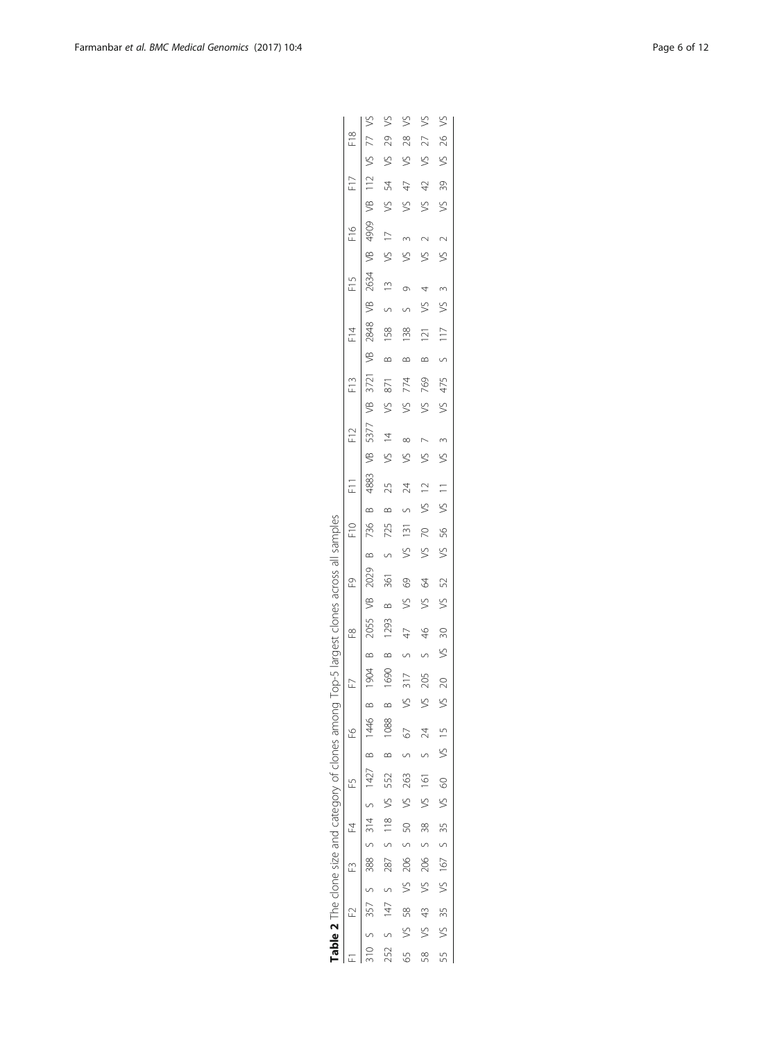**Table 2** The clone size and category of clones among Top-5 largest clones across all samples

| F1 | | F2 | | F3 | | F4 | | F5 | | F6 | | F7 | | F8 | | F9 | | F10 | | F11 | | F12 | | F13 | | F14 | | F15 | | F16 | | F17 | | F18 | |
|---|---|---|---|---|---|---|---|---|---|---|---|---|---|---|---|---|---|---|---|---|---|---|---|---|---|---|---|---|---|---|---|---|---|---|---|
| 310 | S | 357 | S | 388 | S | 314 | S | 1427 | B | 1446 | B | 1904 | B | 2055 | VB | 2029 | B | 736 | B | 4883 | VB | 5377 | VB | 3721 | VB | 2848 | VB | 2634 | VB | 4909 | VB | 112 | VS | 77 | VS |
| 252 | S | 147 | S | 287 | S | 118 | VS | 552 | B | 1088 | B | 1690 | B | 1293 | B | 361 | S | 725 | B | 25 | VS | 14 | VS | 871 | B | 158 | S | 13 | VS | 17 | VS | 54 | VS | 29 | VS |
| 65 | VS | 58 | VS | 206 | S | 50 | VS | 263 | S | 67 | VS | 317 | S | 47 | VS | 69 | VS | 131 | S | 24 | VS | 8 | VS | 774 | B | 138 | S | 9 | VS | 3 | VS | 47 | VS | 28 | VS |
| 58 | VS | 43 | VS | 206 | S | 38 | VS | 161 | S | 24 | VS | 205 | S | 46 | VS | 64 | VS | 70 | VS | 12 | VS | 7 | VS | 769 | B | 121 | VS | 4 | VS | 2 | VS | 42 | VS | 27 | VS |
| 55 | VS | 35 | VS | 167 | S | 35 | VS | 60 | VS | 15 | VS | 20 | VS | 30 | VS | 52 | VS | 56 | VS | 11 | VS | 3 | VS | 475 | S | 117 | VS | 3 | VS | 2 | VS | 39 | VS | 26 | VS |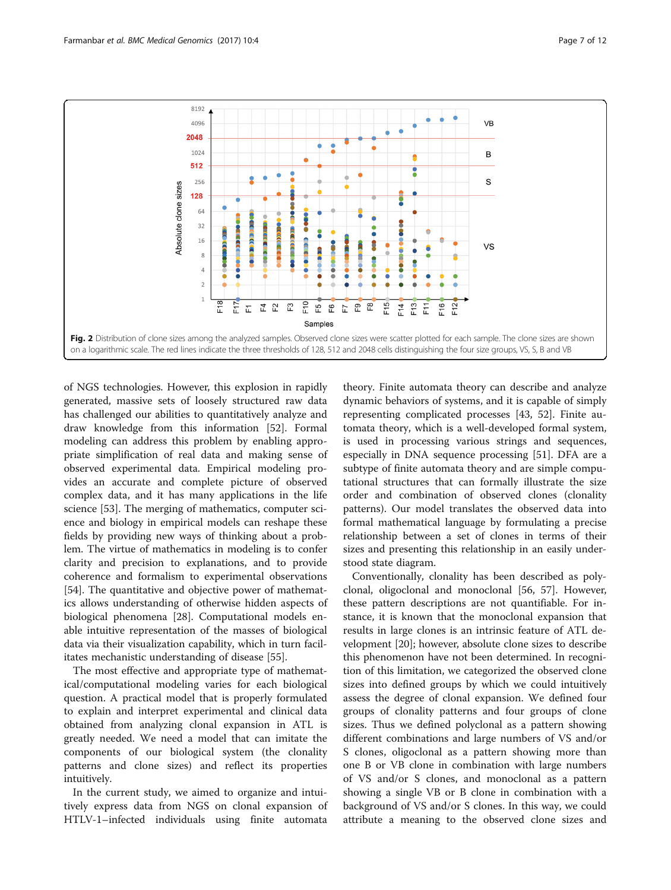Fig. 2 Distribution of clone sizes among the analyzed samples. Observed clone sizes were scatter plotted for each sample. The clone sizes are shown on a logarithmic scale. The red lines indicate the three thresholds of 128, 512 and 2048 cells distinguishing the four size groups, VS, S, B and VB

of NGS technologies. However, this explosion in rapidly generated, massive sets of loosely structured raw data has challenged our abilities to quantitatively analyze and draw knowledge from this information [52]. Formal modeling can address this problem by enabling appropriate simplification of real data and making sense of observed experimental data. Empirical modeling provides an accurate and complete picture of observed complex data, and it has many applications in the life science [53]. The merging of mathematics, computer science and biology in empirical models can reshape these fields by providing new ways of thinking about a problem. The virtue of mathematics in modeling is to confer clarity and precision to explanations, and to provide coherence and formalism to experimental observations [54]. The quantitative and objective power of mathematics allows understanding of otherwise hidden aspects of biological phenomena [28]. Computational models enable intuitive representation of the masses of biological data via their visualization capability, which in turn facilitates mechanistic understanding of disease [55].

The most effective and appropriate type of mathematical/computational modeling varies for each biological question. A practical model that is properly formulated to explain and interpret experimental and clinical data obtained from analyzing clonal expansion in ATL is greatly needed. We need a model that can imitate the components of our biological system (the clonality patterns and clone sizes) and reflect its properties intuitively.

In the current study, we aimed to organize and intuitively express data from NGS on clonal expansion of HTLV-1–infected individuals using finite automata theory. Finite automata theory can describe and analyze dynamic behaviors of systems, and it is capable of simply representing complicated processes [43, 52]. Finite automata theory, which is a well-developed formal system, is used in processing various strings and sequences, especially in DNA sequence processing [51]. DFA are a subtype of finite automata theory and are simple computational structures that can formally illustrate the size order and combination of observed clones (clonality patterns). Our model translates the observed data into formal mathematical language by formulating a precise relationship between a set of clones in terms of their sizes and presenting this relationship in an easily understood state diagram.

Conventionally, clonality has been described as polyclonal, oligoclonal and monoclonal [56, 57]. However, these pattern descriptions are not quantifiable. For instance, it is known that the monoclonal expansion that results in large clones is an intrinsic feature of ATL development [20]; however, absolute clone sizes to describe this phenomenon have not been determined. In recognition of this limitation, we categorized the observed clone sizes into defined groups by which we could intuitively assess the degree of clonal expansion. We defined four groups of clonality patterns and four groups of clone sizes. Thus we defined polyclonal as a pattern showing different combinations and large numbers of VS and/or S clones, oligoclonal as a pattern showing more than one B or VB clone in combination with large numbers of VS and/or S clones, and monoclonal as a pattern showing a single VB or B clone in combination with a background of VS and/or S clones. In this way, we could attribute a meaning to the observed clone sizes and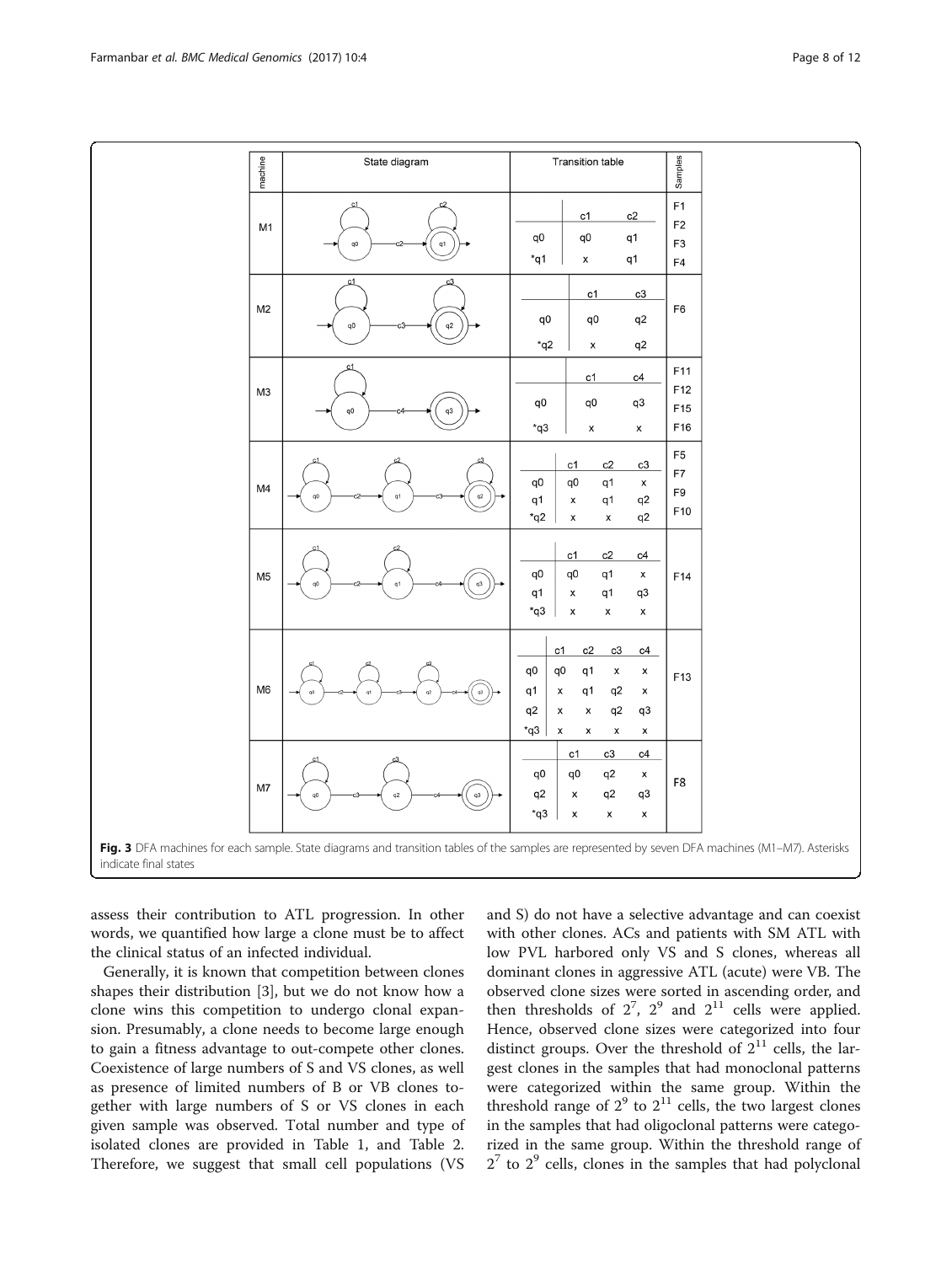| machine | State diagram | Transition table | Samples |
|---|---|---|---|
| M1 | | | c1 | c2 |<br>q0 | q0 | q1<br>*q1 | x | q1 | F1<br>F2<br>F3<br>F4 |
| M2 | | | c1 | c3 |<br>q0 | q0 | q2<br>*q2 | x | q2 | F6 |
| M3 | | | c1 | c4 |<br>q0 | q0 | q3<br>*q3 | x | x | F11<br>F12<br>F15<br>F16 |
| M4 | | | c1 | c2 | c3 |<br>q0 | q0 | q1 | x<br>q1 | x | q1 | q2<br>*q2 | x | x | q2 | F5<br>F7<br>F9<br>F10 |
| M5 | | | c1 | c2 | c4 |<br>q0 | q0 | q1 | x<br>q1 | x | q1 | q3<br>*q3 | x | x | x | F14 |
| M6 | | | c1 | c2 | c3 | c4 |<br>q0 | q0 | q1 | x | x<br>q1 | x | q1 | q2 | x<br>q2 | x | x | q2 | q3<br>*q3 | x | x | x | x | F13 |
| M7 | | | c1 | c3 | c4 |<br>q0 | q0 | q2 | x<br>q2 | x | q2 | q3<br>*q3 | x | x | x | F8 |

**Fig. 3** DFA machines for each sample. State diagrams and transition tables of the samples are represented by seven DFA machines (M1–M7). Asterisks indicate final states

assess their contribution to ATL progression. In other words, we quantified how large a clone must be to affect the clinical status of an infected individual.

Generally, it is known that competition between clones shapes their distribution [3], but we do not know how a clone wins this competition to undergo clonal expansion. Presumably, a clone needs to become large enough to gain a fitness advantage to out-compete other clones. Coexistence of large numbers of S and VS clones, as well as presence of limited numbers of B or VB clones together with large numbers of S or VS clones in each given sample was observed. Total number and type of isolated clones are provided in Table 1, and Table 2. Therefore, we suggest that small cell populations (VS and S) do not have a selective advantage and can coexist with other clones. ACs and patients with SM ATL with low PVL harbored only VS and S clones, whereas all dominant clones in aggressive ATL (acute) were VB. The observed clone sizes were sorted in ascending order, and then thresholds of $2^7$, $2^9$ and $2^{11}$ cells were applied. Hence, observed clone sizes were categorized into four distinct groups. Over the threshold of $2^{11}$ cells, the largest clones in the samples that had monoclonal patterns were categorized within the same group. Within the threshold range of $2^9$ to $2^{11}$ cells, the two largest clones in the samples that had oligoclonal patterns were categorized in the same group. Within the threshold range of $2^7$ to $2^9$ cells, clones in the samples that had polyclonal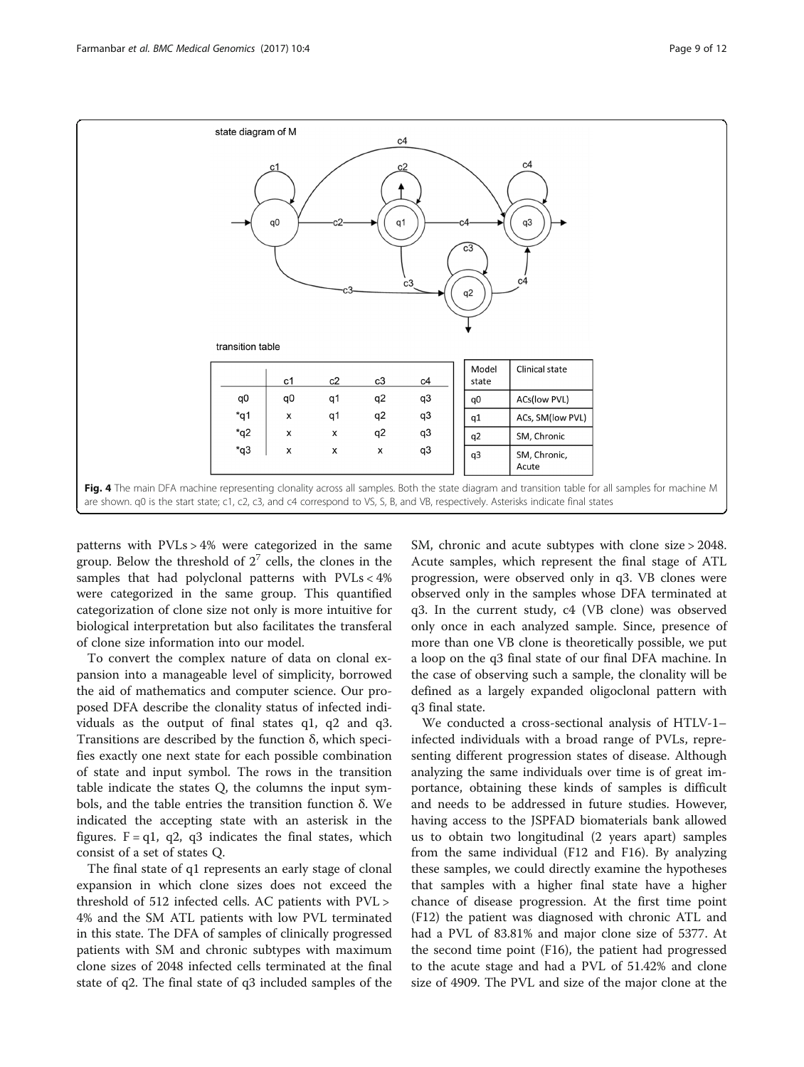state diagram of M

transition table

|  | c1 | c2 | c3 | c4 |
|---|---|---|---|---|
| q0 | q0 | q1 | q2 | q3 |
| *q1 | x | q1 | q2 | q3 |
| *q2 | x | x | q2 | q3 |
| *q3 | x | x | x | q3 |

| Model state | Clinical state |
|---|---|
| q0 | ACs(low PVL) |
| q1 | ACs, SM(low PVL) |
| q2 | SM, Chronic |
| q3 | SM, Chronic, Acute |

**Fig. 4** The main DFA machine representing clonality across all samples. Both the state diagram and transition table for all samples for machine M are shown. q0 is the start state; c1, c2, c3, and c4 correspond to VS, S, B, and VB, respectively. Asterisks indicate final states

patterns with PVLs > 4% were categorized in the same group. Below the threshold of $2^7$ cells, the clones in the samples that had polyclonal patterns with PVLs < 4% were categorized in the same group. This quantified categorization of clone size not only is more intuitive for biological interpretation but also facilitates the transferal of clone size information into our model.

To convert the complex nature of data on clonal expansion into a manageable level of simplicity, borrowed the aid of mathematics and computer science. Our proposed DFA describe the clonality status of infected individuals as the output of final states q1, q2 and q3. Transitions are described by the function δ, which specifies exactly one next state for each possible combination of state and input symbol. The rows in the transition table indicate the states Q, the columns the input symbols, and the table entries the transition function δ. We indicated the accepting state with an asterisk in the figures. F = q1, q2, q3 indicates the final states, which consist of a set of states Q.

The final state of q1 represents an early stage of clonal expansion in which clone sizes does not exceed the threshold of 512 infected cells. AC patients with PVL > 4% and the SM ATL patients with low PVL terminated in this state. The DFA of samples of clinically progressed patients with SM and chronic subtypes with maximum clone sizes of 2048 infected cells terminated at the final state of q2. The final state of q3 included samples of the SM, chronic and acute subtypes with clone size > 2048. Acute samples, which represent the final stage of ATL progression, were observed only in q3. VB clones were observed only in the samples whose DFA terminated at q3. In the current study, c4 (VB clone) was observed only once in each analyzed sample. Since, presence of more than one VB clone is theoretically possible, we put a loop on the q3 final state of our final DFA machine. In the case of observing such a sample, the clonality will be defined as a largely expanded oligoclonal pattern with q3 final state.

We conducted a cross-sectional analysis of HTLV-1–infected individuals with a broad range of PVLs, representing different progression states of disease. Although analyzing the same individuals over time is of great importance, obtaining these kinds of samples is difficult and needs to be addressed in future studies. However, having access to the JSPFAD biomaterials bank allowed us to obtain two longitudinal (2 years apart) samples from the same individual (F12 and F16). By analyzing these samples, we could directly examine the hypotheses that samples with a higher final state have a higher chance of disease progression. At the first time point (F12) the patient was diagnosed with chronic ATL and had a PVL of 83.81% and major clone size of 5377. At the second time point (F16), the patient had progressed to the acute stage and had a PVL of 51.42% and clone size of 4909. The PVL and size of the major clone at the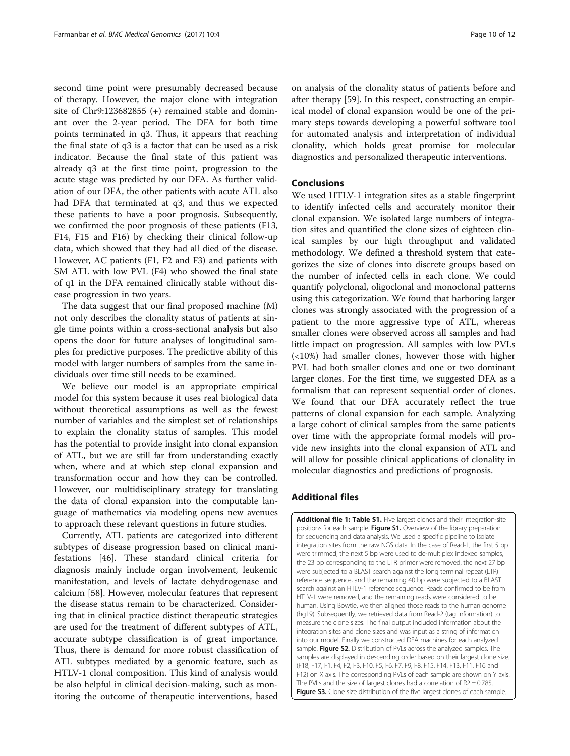second time point were presumably decreased because of therapy. However, the major clone with integration site of Chr9:123682855 (+) remained stable and dominant over the 2-year period. The DFA for both time points terminated in q3. Thus, it appears that reaching the final state of q3 is a factor that can be used as a risk indicator. Because the final state of this patient was already q3 at the first time point, progression to the acute stage was predicted by our DFA. As further validation of our DFA, the other patients with acute ATL also had DFA that terminated at q3, and thus we expected these patients to have a poor prognosis. Subsequently, we confirmed the poor prognosis of these patients (F13, F14, F15 and F16) by checking their clinical follow-up data, which showed that they had all died of the disease. However, AC patients (F1, F2 and F3) and patients with SM ATL with low PVL (F4) who showed the final state of q1 in the DFA remained clinically stable without disease progression in two years.

The data suggest that our final proposed machine (M) not only describes the clonality status of patients at single time points within a cross-sectional analysis but also opens the door for future analyses of longitudinal samples for predictive purposes. The predictive ability of this model with larger numbers of samples from the same individuals over time still needs to be examined.

We believe our model is an appropriate empirical model for this system because it uses real biological data without theoretical assumptions as well as the fewest number of variables and the simplest set of relationships to explain the clonality status of samples. This model has the potential to provide insight into clonal expansion of ATL, but we are still far from understanding exactly when, where and at which step clonal expansion and transformation occur and how they can be controlled. However, our multidisciplinary strategy for translating the data of clonal expansion into the computable language of mathematics via modeling opens new avenues to approach these relevant questions in future studies.

Currently, ATL patients are categorized into different subtypes of disease progression based on clinical manifestations [46]. These standard clinical criteria for diagnosis mainly include organ involvement, leukemic manifestation, and levels of lactate dehydrogenase and calcium [58]. However, molecular features that represent the disease status remain to be characterized. Considering that in clinical practice distinct therapeutic strategies are used for the treatment of different subtypes of ATL, accurate subtype classification is of great importance. Thus, there is demand for more robust classification of ATL subtypes mediated by a genomic feature, such as HTLV-1 clonal composition. This kind of analysis would be also helpful in clinical decision-making, such as monitoring the outcome of therapeutic interventions, based on analysis of the clonality status of patients before and after therapy [59]. In this respect, constructing an empirical model of clonal expansion would be one of the primary steps towards developing a powerful software tool for automated analysis and interpretation of individual clonality, which holds great promise for molecular diagnostics and personalized therapeutic interventions.

## Conclusions

We used HTLV-1 integration sites as a stable fingerprint to identify infected cells and accurately monitor their clonal expansion. We isolated large numbers of integration sites and quantified the clone sizes of eighteen clinical samples by our high throughput and validated methodology. We defined a threshold system that categorizes the size of clones into discrete groups based on the number of infected cells in each clone. We could quantify polyclonal, oligoclonal and monoclonal patterns using this categorization. We found that harboring larger clones was strongly associated with the progression of a patient to the more aggressive type of ATL, whereas smaller clones were observed across all samples and had little impact on progression. All samples with low PVLs (<10%) had smaller clones, however those with higher PVL had both smaller clones and one or two dominant larger clones. For the first time, we suggested DFA as a formalism that can represent sequential order of clones. We found that our DFA accurately reflect the true patterns of clonal expansion for each sample. Analyzing a large cohort of clinical samples from the same patients over time with the appropriate formal models will provide new insights into the clonal expansion of ATL and will allow for possible clinical applications of clonality in molecular diagnostics and predictions of prognosis.

## Additional files

**Additional file 1: Table S1.** Five largest clones and their integration-site positions for each sample. **Figure S1.** Overview of the library preparation for sequencing and data analysis. We used a specific pipeline to isolate integration sites from the raw NGS data. In the case of Read-1, the first 5 bp were trimmed, the next 5 bp were used to de-multiplex indexed samples, the 23 bp corresponding to the LTR primer were removed, the next 27 bp were subjected to a BLAST search against the long terminal repeat (LTR) reference sequence, and the remaining 40 bp were subjected to a BLAST search against an HTLV-1 reference sequence. Reads confirmed to be from HTLV-1 were removed, and the remaining reads were considered to be human. Using Bowtie, we then aligned those reads to the human genome (hg19). Subsequently, we retrieved data from Read-2 (tag information) to measure the clone sizes. The final output included information about the integration sites and clone sizes and was input as a string of information into our model. Finally we constructed DFA machines for each analyzed sample. **Figure S2.** Distribution of PVLs across the analyzed samples. The samples are displayed in descending order based on their largest clone size. (F18, F17, F1, F4, F2, F3, F10, F5, F6, F7, F9, F8, F15, F14, F13, F11, F16 and F12) on X axis. The corresponding PVLs of each sample are shown on Y axis. The PVLs and the size of largest clones had a correlation of $R2 = 0.785$. **Figure S3.** Clone size distribution of the five largest clones of each sample.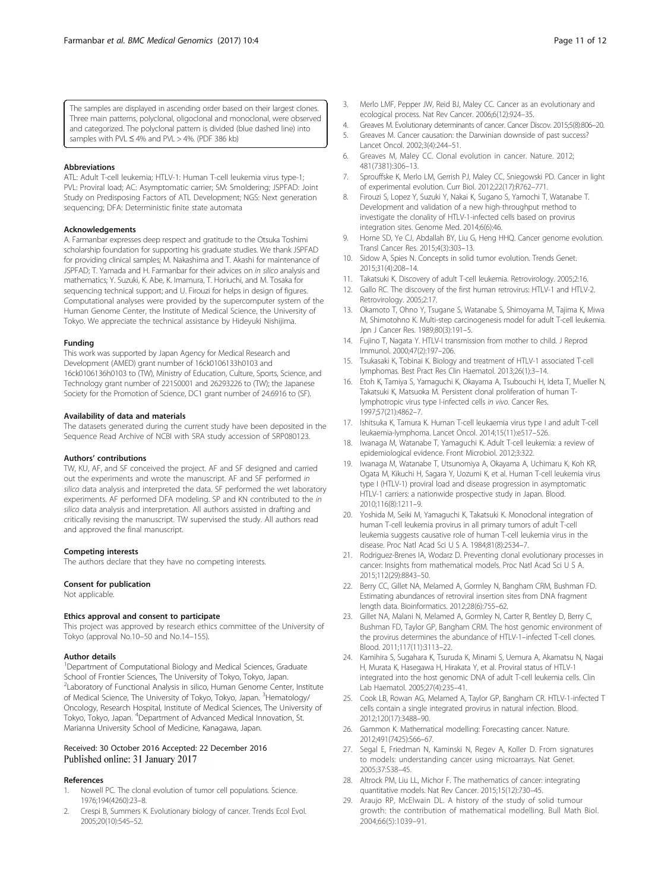The samples are displayed in ascending order based on their largest clones. Three main patterns, polyclonal, oligoclonal and monoclonal, were observed and categorized. The polyclonal pattern is divided (blue dashed line) into samples with PVL ≤ 4% and PVL > 4%. (PDF 386 kb)

### Abbreviations

ATL: Adult T-cell leukemia; HTLV-1: Human T-cell leukemia virus type-1; PVL: Proviral load; AC: Asymptomatic carrier; SM: Smoldering; JSPFAD: Joint Study on Predisposing Factors of ATL Development; NGS: Next generation sequencing; DFA: Deterministic finite state automata

### Acknowledgements

A. Farmanbar expresses deep respect and gratitude to the Otsuka Toshimi scholarship foundation for supporting his graduate studies. We thank JSPFAD for providing clinical samples; M. Nakashima and T. Akashi for maintenance of JSPFAD; T. Yamada and H. Farmanbar for their advices on *in silico* analysis and mathematics; Y. Suzuki, K. Abe, K. Imamura, T. Horiuchi, and M. Tosaka for sequencing technical support; and U. Firouzi for helps in design of figures. Computational analyses were provided by the supercomputer system of the Human Genome Center, the Institute of Medical Science, the University of Tokyo. We appreciate the technical assistance by Hideyuki Nishijima.

### Funding

This work was supported by Japan Agency for Medical Research and Development (AMED) grant number of 16ck0106133h0103 and 16ck0106136h0103 to (TW), Ministry of Education, Culture, Sports, Science, and Technology grant number of 221S0001 and 26293226 to (TW); the Japanese Society for the Promotion of Science, DC1 grant number of 24.6916 to (SF).

### Availability of data and materials

The datasets generated during the current study have been deposited in the Sequence Read Archive of NCBI with SRA study accession of SRP080123.

### Authors' contributions

TW, KU, AF, and SF conceived the project. AF and SF designed and carried out the experiments and wrote the manuscript. AF and SF performed *in silico* data analysis and interpreted the data. SF performed the wet laboratory experiments. AF performed DFA modeling. SP and KN contributed to the *in silico* data analysis and interpretation. All authors assisted in drafting and critically revising the manuscript. TW supervised the study. All authors read and approved the final manuscript.

### Competing interests

The authors declare that they have no competing interests.

### Consent for publication

Not applicable.

### Ethics approval and consent to participate

This project was approved by research ethics committee of the University of Tokyo (approval No.10–50 and No.14–155).

### Author details

[1]Department of Computational Biology and Medical Sciences, Graduate School of Frontier Sciences, The University of Tokyo, Tokyo, Japan. [2]Laboratory of Functional Analysis in silico, Human Genome Center, Institute of Medical Science, The University of Tokyo, Tokyo, Japan. [3]Hematology/Oncology, Research Hospital, Institute of Medical Sciences, The University of Tokyo, Tokyo, Japan. [4]Department of Advanced Medical Innovation, St. Marianna University School of Medicine, Kanagawa, Japan.

Received: 30 October 2016 Accepted: 22 December 2016
Published online: 31 January 2017

### References

1. Nowell PC. The clonal evolution of tumor cell populations. Science. 1976;194(4260):23–8.
2. Crespi B, Summers K. Evolutionary biology of cancer. Trends Ecol Evol. 2005;20(10):545–52.
3. Merlo LMF, Pepper JW, Reid BJ, Maley CC. Cancer as an evolutionary and ecological process. Nat Rev Cancer. 2006;6(12):924–35.
4. Greaves M. Evolutionary determinants of cancer. Cancer Discov. 2015;5(8):806–20.
5. Greaves M. Cancer causation: the Darwinian downside of past success? Lancet Oncol. 2002;3(4):244–51.
6. Greaves M, Maley CC. Clonal evolution in cancer. Nature. 2012; 481(7381):306–13.
7. Sprouffske K, Merlo LM, Gerrish PJ, Maley CC, Sniegowski PD. Cancer in light of experimental evolution. Curr Biol. 2012;22(17):R762–771.
8. Firouzi S, Lopez Y, Suzuki Y, Nakai K, Sugano S, Yamochi T, Watanabe T. Development and validation of a new high-throughput method to investigate the clonality of HTLV-1-infected cells based on provirus integration sites. Genome Med. 2014;6(6):46.
9. Horne SD, Ye CJ, Abdallah BY, Liu G, Heng HHQ. Cancer genome evolution. Transl Cancer Res. 2015;4(3):303–13.
10. Sidow A, Spies N. Concepts in solid tumor evolution. Trends Genet. 2015;31(4):208–14.
11. Takatsuki K. Discovery of adult T-cell leukemia. Retrovirology. 2005;2:16.
12. Gallo RC. The discovery of the first human retrovirus: HTLV-1 and HTLV-2. Retrovirology. 2005;2:17.
13. Okamoto T, Ohno Y, Tsugane S, Watanabe S, Shimoyama M, Tajima K, Miwa M, Shimotohno K. Multi-step carcinogenesis model for adult T-cell leukemia. Jpn J Cancer Res. 1989;80(3):191–5.
14. Fujino T, Nagata Y. HTLV-I transmission from mother to child. J Reprod Immunol. 2000;47(2):197–206.
15. Tsukasaki K, Tobinai K. Biology and treatment of HTLV-1 associated T-cell lymphomas. Best Pract Res Clin Haematol. 2013;26(1):3–14.
16. Etoh K, Tamiya S, Yamaguchi K, Okayama A, Tsubouchi H, Ideta T, Mueller N, Takatsuki K, Matsuoka M. Persistent clonal proliferation of human T-lymphotropic virus type I-infected cells *in vivo*. Cancer Res. 1997;57(21):4862–7.
17. Ishitsuka K, Tamura K. Human T-cell leukaemia virus type I and adult T-cell leukaemia-lymphoma. Lancet Oncol. 2014;15(11):e517–526.
18. Iwanaga M, Watanabe T, Yamaguchi K. Adult T-cell leukemia: a review of epidemiological evidence. Front Microbiol. 2012;3:322.
19. Iwanaga M, Watanabe T, Utsunomiya A, Okayama A, Uchimaru K, Koh KR, Ogata M, Kikuchi H, Sagara Y, Uozumi K, et al. Human T-cell leukemia virus type I (HTLV-1) proviral load and disease progression in asymptomatic HTLV-1 carriers: a nationwide prospective study in Japan. Blood. 2010;116(8):1211–9.
20. Yoshida M, Seiki M, Yamaguchi K, Takatsuki K. Monoclonal integration of human T-cell leukemia provirus in all primary tumors of adult T-cell leukemia suggests causative role of human T-cell leukemia virus in the disease. Proc Natl Acad Sci U S A. 1984;81(8):2534–7.
21. Rodriguez-Brenes IA, Wodarz D. Preventing clonal evolutionary processes in cancer: Insights from mathematical models. Proc Natl Acad Sci U S A. 2015;112(29):8843–50.
22. Berry CC, Gillet NA, Melamed A, Gormley N, Bangham CRM, Bushman FD. Estimating abundances of retroviral insertion sites from DNA fragment length data. Bioinformatics. 2012;28(6):755–62.
23. Gillet NA, Malani N, Melamed A, Gormley N, Carter R, Bentley D, Berry C, Bushman FD, Taylor GP, Bangham CRM. The host genomic environment of the provirus determines the abundance of HTLV-1–infected T-cell clones. Blood. 2011;117(11):3113–22.
24. Kamihira S, Sugahara K, Tsuruda K, Minami S, Uemura A, Akamatsu N, Nagai H, Murata K, Hasegawa H, Hirakata Y, et al. Proviral status of HTLV-1 integrated into the host genomic DNA of adult T-cell leukemia cells. Clin Lab Haematol. 2005;27(4):235–41.
25. Cook LB, Rowan AG, Melamed A, Taylor GP, Bangham CR. HTLV-1-infected T cells contain a single integrated provirus in natural infection. Blood. 2012;120(17):3488–90.
26. Gammon K. Mathematical modelling: Forecasting cancer. Nature. 2012;491(7425):S66–67.
27. Segal E, Friedman N, Kaminski N, Regev A, Koller D. From signatures to models: understanding cancer using microarrays. Nat Genet. 2005;37:S38–45.
28. Altrock PM, Liu LL, Michor F. The mathematics of cancer: integrating quantitative models. Nat Rev Cancer. 2015;15(12):730–45.
29. Araujo RP, McElwain DL. A history of the study of solid tumour growth: the contribution of mathematical modelling. Bull Math Biol. 2004;66(5):1039–91.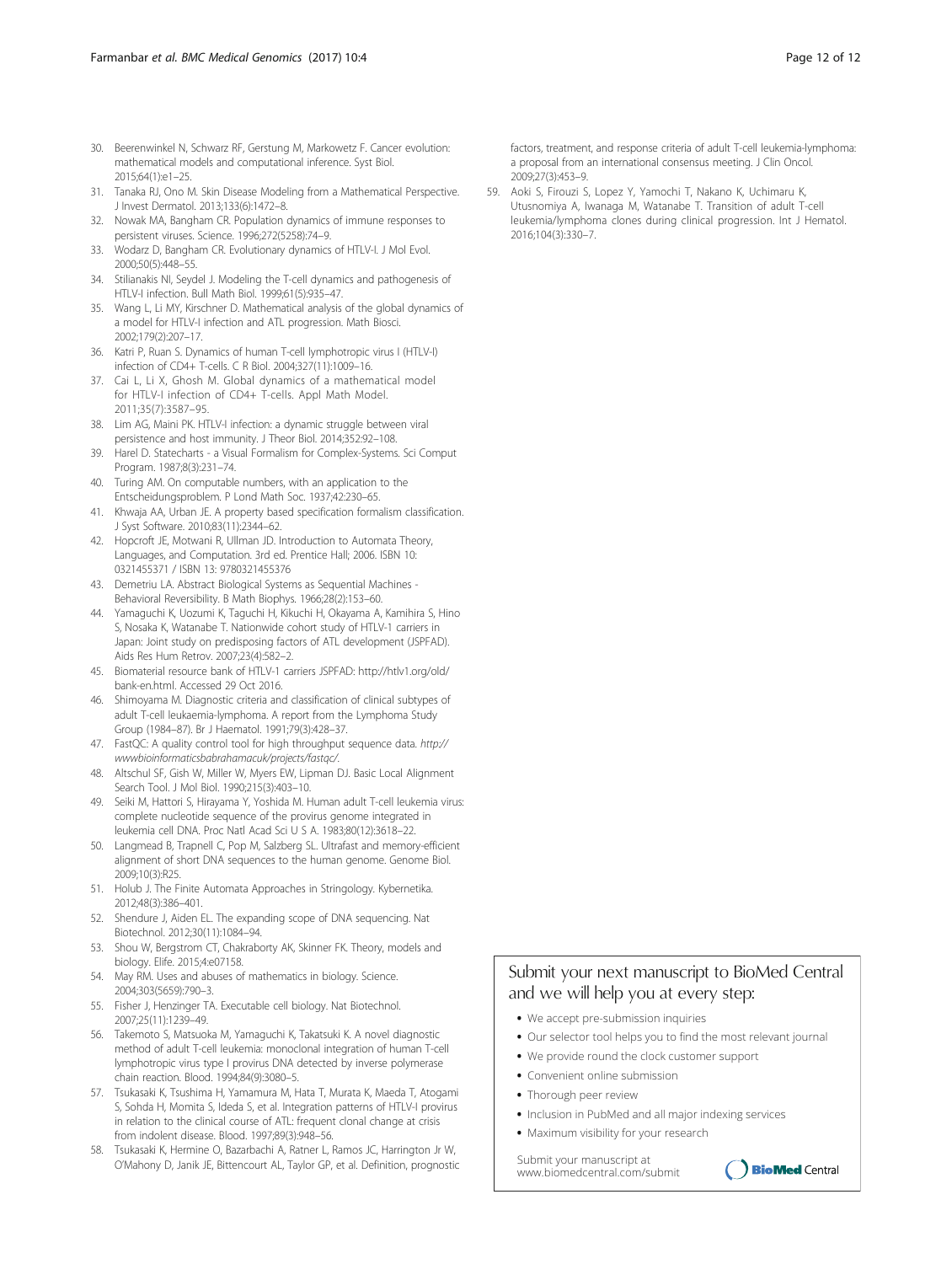30. Beerenwinkel N, Schwarz RF, Gerstung M, Markowetz F. Cancer evolution: mathematical models and computational inference. Syst Biol. 2015;64(1):e1–25.
31. Tanaka RJ, Ono M. Skin Disease Modeling from a Mathematical Perspective. J Invest Dermatol. 2013;133(6):1472–8.
32. Nowak MA, Bangham CR. Population dynamics of immune responses to persistent viruses. Science. 1996;272(5258):74–9.
33. Wodarz D, Bangham CR. Evolutionary dynamics of HTLV-I. J Mol Evol. 2000;50(5):448–55.
34. Stilianakis NI, Seydel J. Modeling the T-cell dynamics and pathogenesis of HTLV-I infection. Bull Math Biol. 1999;61(5):935–47.
35. Wang L, Li MY, Kirschner D. Mathematical analysis of the global dynamics of a model for HTLV-I infection and ATL progression. Math Biosci. 2002;179(2):207–17.
36. Katri P, Ruan S. Dynamics of human T-cell lymphotropic virus I (HTLV-I) infection of CD4+ T-cells. C R Biol. 2004;327(11):1009–16.
37. Cai L, Li X, Ghosh M. Global dynamics of a mathematical model for HTLV-I infection of CD4+ T-cells. Appl Math Model. 2011;35(7):3587–95.
38. Lim AG, Maini PK. HTLV-I infection: a dynamic struggle between viral persistence and host immunity. J Theor Biol. 2014;352:92–108.
39. Harel D. Statecharts - a Visual Formalism for Complex-Systems. Sci Comput Program. 1987;8(3):231–74.
40. Turing AM. On computable numbers, with an application to the Entscheidungsproblem. P Lond Math Soc. 1937;42:230–65.
41. Khwaja AA, Urban JE. A property based specification formalism classification. J Syst Software. 2010;83(11):2344–62.
42. Hopcroft JE, Motwani R, Ullman JD. Introduction to Automata Theory, Languages, and Computation. 3rd ed. Prentice Hall; 2006. ISBN 10: 0321455371 / ISBN 13: 9780321455376
43. Demetriu LA. Abstract Biological Systems as Sequential Machines - Behavioral Reversibility. B Math Biophys. 1966;28(2):153–60.
44. Yamaguchi K, Uozumi K, Taguchi H, Kikuchi H, Okayama A, Kamihira S, Hino S, Nosaka K, Watanabe T. Nationwide cohort study of HTLV-1 carriers in Japan: Joint study on predisposing factors of ATL development (JSPFAD). Aids Res Hum Retrov. 2007;23(4):582–2.
45. Biomaterial resource bank of HTLV-1 carriers JSPFAD: http://htlv1.org/old/bank-en.html. Accessed 29 Oct 2016.
46. Shimoyama M. Diagnostic criteria and classification of clinical subtypes of adult T-cell leukaemia-lymphoma. A report from the Lymphoma Study Group (1984–87). Br J Haematol. 1991;79(3):428–37.
47. FastQC: A quality control tool for high throughput sequence data. *http://wwwbioinformaticsbabrahamacuk/projects/fastqc/*.
48. Altschul SF, Gish W, Miller W, Myers EW, Lipman DJ. Basic Local Alignment Search Tool. J Mol Biol. 1990;215(3):403–10.
49. Seiki M, Hattori S, Hirayama Y, Yoshida M. Human adult T-cell leukemia virus: complete nucleotide sequence of the provirus genome integrated in leukemia cell DNA. Proc Natl Acad Sci U S A. 1983;80(12):3618–22.
50. Langmead B, Trapnell C, Pop M, Salzberg SL. Ultrafast and memory-efficient alignment of short DNA sequences to the human genome. Genome Biol. 2009;10(3):R25.
51. Holub J. The Finite Automata Approaches in Stringology. Kybernetika. 2012;48(3):386–401.
52. Shendure J, Aiden EL. The expanding scope of DNA sequencing. Nat Biotechnol. 2012;30(11):1084–94.
53. Shou W, Bergstrom CT, Chakraborty AK, Skinner FK. Theory, models and biology. Elife. 2015;4:e07158.
54. May RM. Uses and abuses of mathematics in biology. Science. 2004;303(5659):790–3.
55. Fisher J, Henzinger TA. Executable cell biology. Nat Biotechnol. 2007;25(11):1239–49.
56. Takemoto S, Matsuoka M, Yamaguchi K, Takatsuki K. A novel diagnostic method of adult T-cell leukemia: monoclonal integration of human T-cell lymphotropic virus type I provirus DNA detected by inverse polymerase chain reaction. Blood. 1994;84(9):3080–5.
57. Tsukasaki K, Tsushima H, Yamamura M, Hata T, Murata K, Maeda T, Atogami S, Sohda H, Momita S, Ideda S, et al. Integration patterns of HTLV-I provirus in relation to the clinical course of ATL: frequent clonal change at crisis from indolent disease. Blood. 1997;89(3):948–56.
58. Tsukasaki K, Hermine O, Bazarbachi A, Ratner L, Ramos JC, Harrington Jr W, O'Mahony D, Janik JE, Bittencourt AL, Taylor GP, et al. Definition, prognostic factors, treatment, and response criteria of adult T-cell leukemia-lymphoma: a proposal from an international consensus meeting. J Clin Oncol. 2009;27(3):453–9.
59. Aoki S, Firouzi S, Lopez Y, Yamochi T, Nakano K, Uchimaru K, Utusnomiya A, Iwanaga M, Watanabe T. Transition of adult T-cell leukemia/lymphoma clones during clinical progression. Int J Hematol. 2016;104(3):330–7.

Submit your next manuscript to BioMed Central and we will help you at every step:

- We accept pre-submission inquiries
- Our selector tool helps you to find the most relevant journal
- We provide round the clock customer support
- Convenient online submission
- Thorough peer review
- Inclusion in PubMed and all major indexing services
- Maximum visibility for your research

Submit your manuscript at
www.biomedcentral.com/submit

BioMed Central